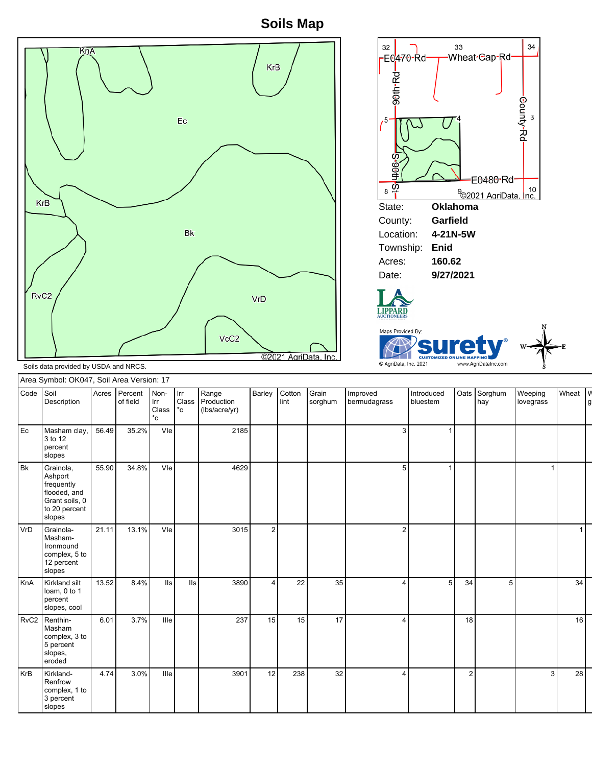# Soils Map

| State: | Oklahoma |
|---|---|
| County: | Garfield |
| Location: | 4-21N-5W |
| Township: | Enid |
| Acres: | 160.62 |
| Date: | 9/27/2021 |

Soils data provided by USDA and NRCS.

Area Symbol: OK047, Soil Area Version: 17

| Code | Soil Description | Acres | Percent of field | Non-Irr Class *c | Irr Class *c | Range Production (lbs/acre/yr) | Barley | Cotton lint | Grain sorghum | Improved bermudagrass | Introduced bluestem | Oats | Sorghum hay | Weeping lovegrass | Wheat |
|---|---|---|---|---|---|---|---|---|---|---|---|---|---|---|---|
| Ec | Masham clay, 3 to 12 percent slopes | 56.49 | 35.2% | VIe | | 2185 | | | | 3 | 1 | | | | |
| Bk | Grainola, Ashport frequently flooded, and Grant soils, 0 to 20 percent slopes | 55.90 | 34.8% | VIe | | 4629 | | | | 5 | 1 | | | 1 | |
| VrD | Grainola-Masham-Ironmound complex, 5 to 12 percent slopes | 21.11 | 13.1% | VIe | | 3015 | 2 | | | 2 | | | | | 1 |
| KnA | Kirkland silt loam, 0 to 1 percent slopes, cool | 13.52 | 8.4% | IIs | IIs | 3890 | 4 | 22 | 35 | 4 | 5 | 34 | 5 | | 34 |
| RvC2 | Renthin-Masham complex, 3 to 5 percent slopes, eroded | 6.01 | 3.7% | IIIe | | 237 | 15 | 15 | 17 | 4 | | 18 | | | 16 |
| KrB | Kirkland-Renfrow complex, 1 to 3 percent slopes | 4.74 | 3.0% | IIIe | | 3901 | 12 | 238 | 32 | 4 | | 2 | | 3 | 28 |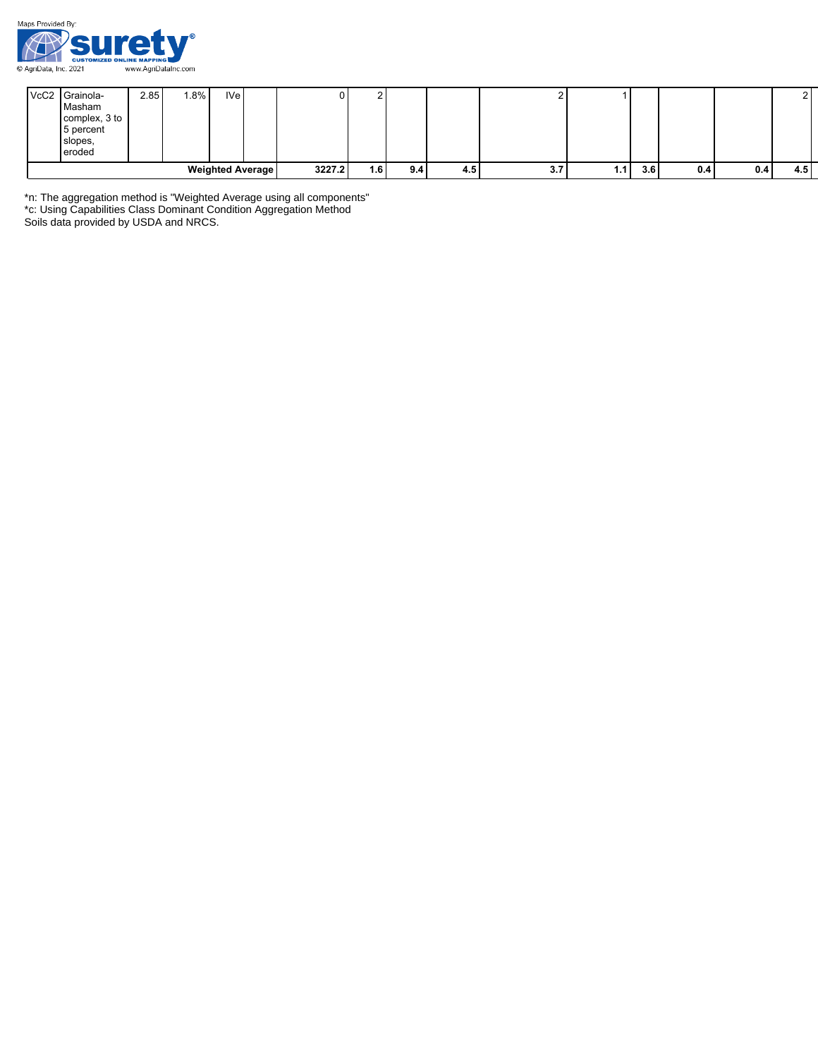| | | | | | | | | | | | | | | | |
|---|---|---|---|---|---|---|---|---|---|---|---|---|---|---|---|
| VcC2 | Grainola-Masham complex, 3 to 5 percent slopes, eroded | 2.85 | 1.8% | IVe | | 0 | 2 | | | 2 | 1 | | | | 2 |
| | | | | **Weighted Average** | | **3227.2** | **1.6** | **9.4** | **4.5** | **3.7** | **1.1** | **3.6** | **0.4** | **0.4** | **4.5** |

*n: The aggregation method is "Weighted Average using all components"
*c: Using Capabilities Class Dominant Condition Aggregation Method
Soils data provided by USDA and NRCS.